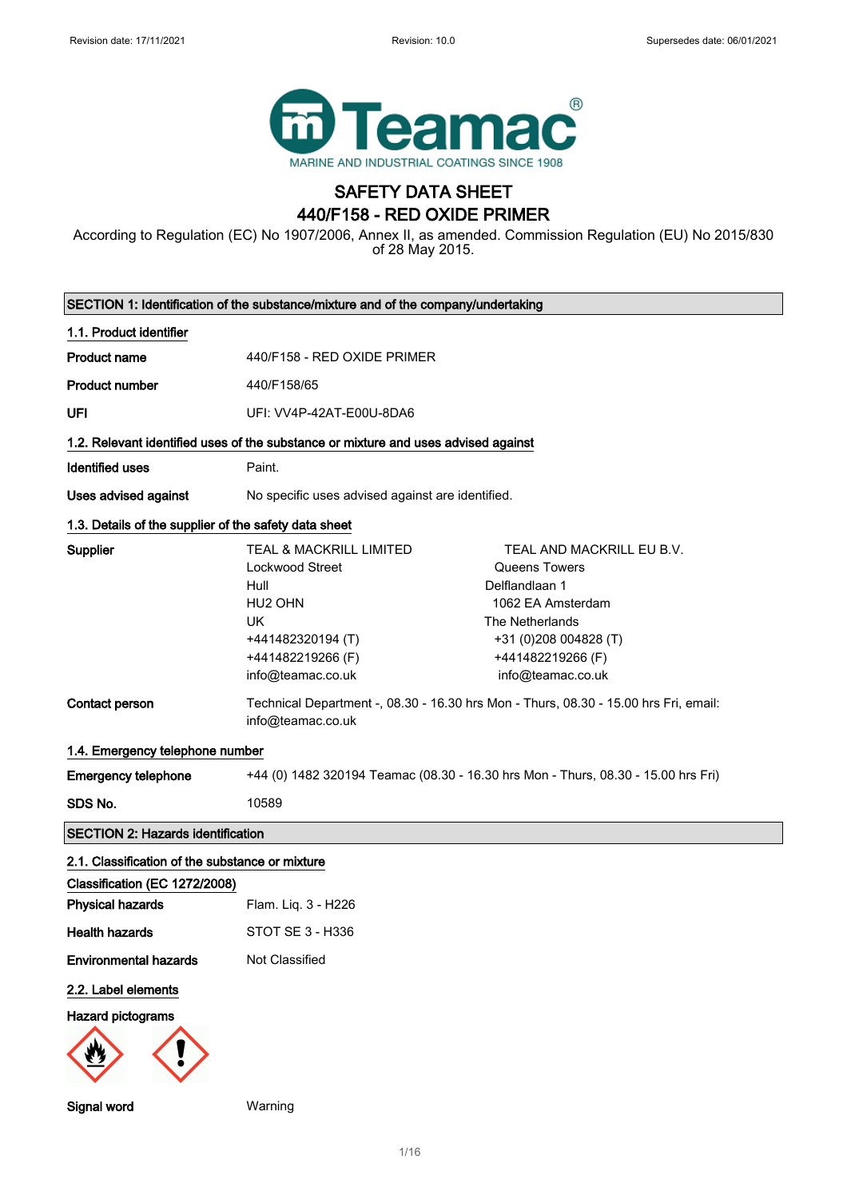Revision date: 17/11/2021 Revision: 10.0 Supersedes date: 06/01/2021

Teamac®

MARINE AND INDUSTRIAL COATINGS SINCE 1908

# SAFETY DATA SHEET
# 440/F158 - RED OXIDE PRIMER

According to Regulation (EC) No 1907/2006, Annex II, as amended. Commission Regulation (EU) No 2015/830 of 28 May 2015.

## SECTION 1: Identification of the substance/mixture and of the company/undertaking

### 1.1. Product identifier

**Product name** 440/F158 - RED OXIDE PRIMER

**Product number** 440/F158/65

**UFI** UFI: VV4P-42AT-E00U-8DA6

### 1.2. Relevant identified uses of the substance or mixture and uses advised against

**Identified uses** Paint.

**Uses advised against** No specific uses advised against are identified.

### 1.3. Details of the supplier of the safety data sheet

**Supplier**

| TEAL & MACKRILL LIMITED | TEAL AND MACKRILL EU B.V. |
|---|---|
| Lockwood Street | Queens Towers |
| Hull | Delflandlaan 1 |
| HU2 OHN | 1062 EA Amsterdam |
| UK | The Netherlands |
| +441482320194 (T) | +31 (0)208 004828 (T) |
| +441482219266 (F) | +441482219266 (F) |
| info@teamac.co.uk | info@teamac.co.uk |

**Contact person** Technical Department -, 08.30 - 16.30 hrs Mon - Thurs, 08.30 - 15.00 hrs Fri, email: info@teamac.co.uk

### 1.4. Emergency telephone number

**Emergency telephone** +44 (0) 1482 320194 Teamac (08.30 - 16.30 hrs Mon - Thurs, 08.30 - 15.00 hrs Fri)

**SDS No.** 10589

## SECTION 2: Hazards identification

### 2.1. Classification of the substance or mixture

**Classification (EC 1272/2008)**

**Physical hazards** Flam. Liq. 3 - H226

**Health hazards** STOT SE 3 - H336

**Environmental hazards** Not Classified

### 2.2. Label elements

**Hazard pictograms**

**Signal word** Warning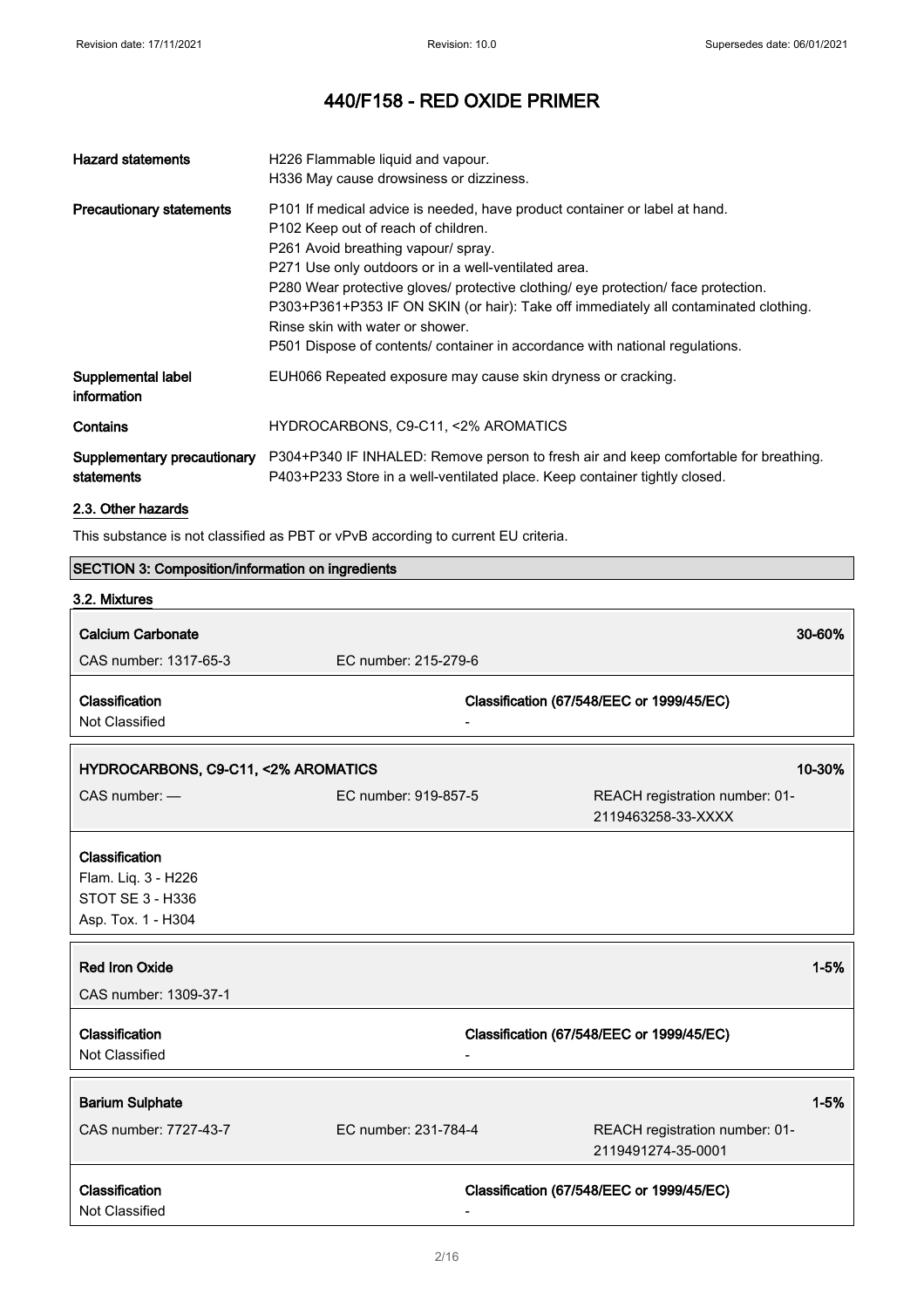# 440/F158 - RED OXIDE PRIMER

| | |
|---|---|
| **Hazard statements** | H226 Flammable liquid and vapour.<br>H336 May cause drowsiness or dizziness. |
| **Precautionary statements** | P101 If medical advice is needed, have product container or label at hand.<br>P102 Keep out of reach of children.<br>P261 Avoid breathing vapour/ spray.<br>P271 Use only outdoors or in a well-ventilated area.<br>P280 Wear protective gloves/ protective clothing/ eye protection/ face protection.<br>P303+P361+P353 IF ON SKIN (or hair): Take off immediately all contaminated clothing. Rinse skin with water or shower.<br>P501 Dispose of contents/ container in accordance with national regulations. |
| **Supplemental label information** | EUH066 Repeated exposure may cause skin dryness or cracking. |
| **Contains** | HYDROCARBONS, C9-C11, <2% AROMATICS |
| **Supplementary precautionary statements** | P304+P340 IF INHALED: Remove person to fresh air and keep comfortable for breathing.<br>P403+P233 Store in a well-ventilated place. Keep container tightly closed. |

### 2.3. Other hazards

This substance is not classified as PBT or vPvB according to current EU criteria.

## SECTION 3: Composition/information on ingredients

### 3.2. Mixtures

**Calcium Carbonate** — 30-60%

CAS number: 1317-65-3 | EC number: 215-279-6

| Classification | Classification (67/548/EEC or 1999/45/EC) |
|---|---|
| Not Classified | - |

**HYDROCARBONS, C9-C11, <2% AROMATICS** — 10-30%

CAS number: — | EC number: 919-857-5 | REACH registration number: 01-2119463258-33-XXXX

**Classification**
Flam. Liq. 3 - H226
STOT SE 3 - H336
Asp. Tox. 1 - H304

**Red Iron Oxide** — 1-5%

CAS number: 1309-37-1

| Classification | Classification (67/548/EEC or 1999/45/EC) |
|---|---|
| Not Classified | - |

**Barium Sulphate** — 1-5%

CAS number: 7727-43-7 | EC number: 231-784-4 | REACH registration number: 01-2119491274-35-0001

| Classification | Classification (67/548/EEC or 1999/45/EC) |
|---|---|
| Not Classified | - |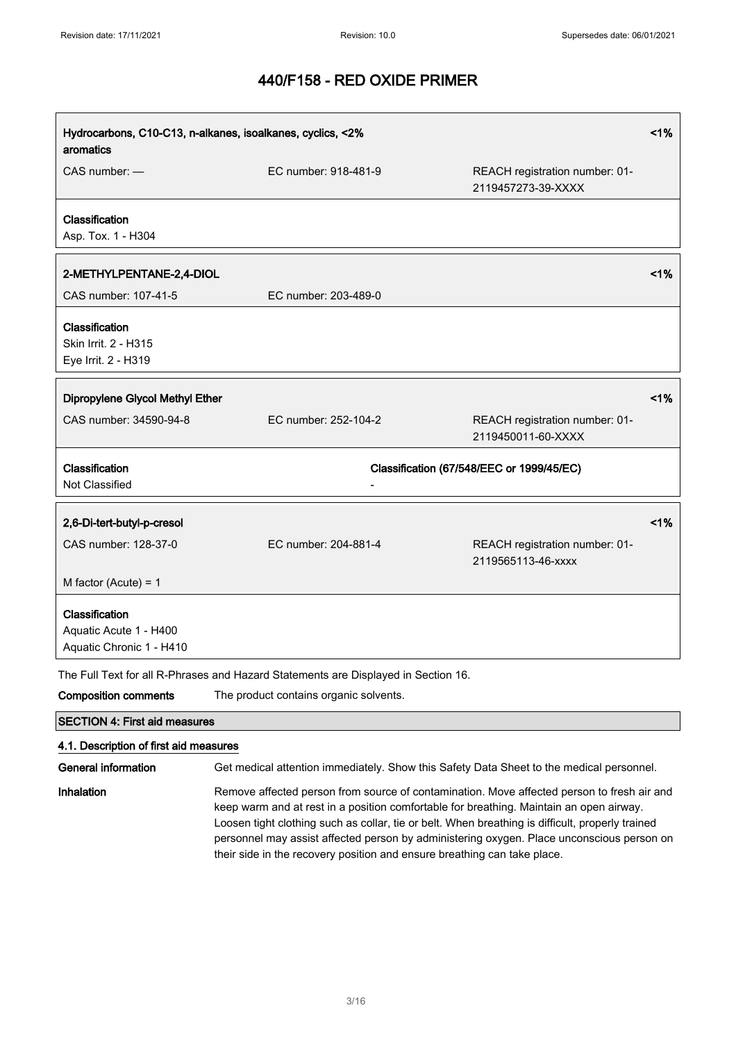# 440/F158 - RED OXIDE PRIMER

| Hydrocarbons, C10-C13, n-alkanes, isoalkanes, cyclics, <2% aromatics | | | <1% |
|---|---|---|---|
| CAS number: — | EC number: 918-481-9 | REACH registration number: 01-2119457273-39-XXXX | |
| **Classification**<br>Asp. Tox. 1 - H304 | | | |

| 2-METHYLPENTANE-2,4-DIOL | | <1% |
|---|---|---|
| CAS number: 107-41-5 | EC number: 203-489-0 | |
| **Classification**<br>Skin Irrit. 2 - H315<br>Eye Irrit. 2 - H319 | | |

| Dipropylene Glycol Methyl Ether | | | <1% |
|---|---|---|---|
| CAS number: 34590-94-8 | EC number: 252-104-2 | REACH registration number: 01-2119450011-60-XXXX | |
| **Classification**<br>Not Classified | **Classification (67/548/EEC or 1999/45/EC)**<br>- | | |

| 2,6-Di-tert-butyl-p-cresol | | | <1% |
|---|---|---|---|
| CAS number: 128-37-0 | EC number: 204-881-4 | REACH registration number: 01-2119565113-46-xxxx | |
| M factor (Acute) = 1 | | | |
| **Classification**<br>Aquatic Acute 1 - H400<br>Aquatic Chronic 1 - H410 | | | |

The Full Text for all R-Phrases and Hazard Statements are Displayed in Section 16.

**Composition comments** The product contains organic solvents.

## SECTION 4: First aid measures

### 4.1. Description of first aid measures

**General information** Get medical attention immediately. Show this Safety Data Sheet to the medical personnel.

**Inhalation** Remove affected person from source of contamination. Move affected person to fresh air and keep warm and at rest in a position comfortable for breathing. Maintain an open airway. Loosen tight clothing such as collar, tie or belt. When breathing is difficult, properly trained personnel may assist affected person by administering oxygen. Place unconscious person on their side in the recovery position and ensure breathing can take place.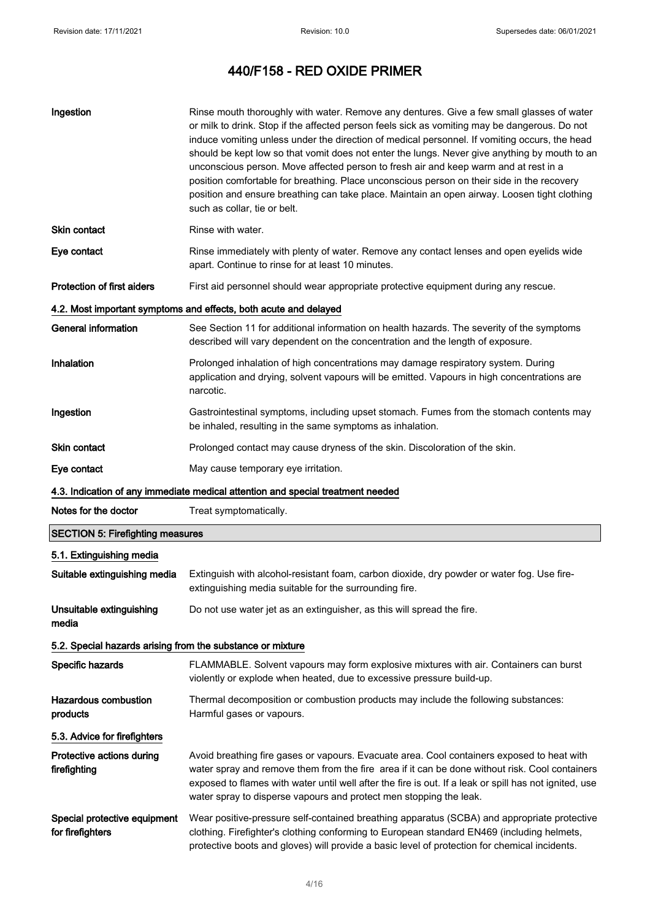| | |
|---|---|
| **Ingestion** | Rinse mouth thoroughly with water. Remove any dentures. Give a few small glasses of water or milk to drink. Stop if the affected person feels sick as vomiting may be dangerous. Do not induce vomiting unless under the direction of medical personnel. If vomiting occurs, the head should be kept low so that vomit does not enter the lungs. Never give anything by mouth to an unconscious person. Move affected person to fresh air and keep warm and at rest in a position comfortable for breathing. Place unconscious person on their side in the recovery position and ensure breathing can take place. Maintain an open airway. Loosen tight clothing such as collar, tie or belt. |
| **Skin contact** | Rinse with water. |
| **Eye contact** | Rinse immediately with plenty of water. Remove any contact lenses and open eyelids wide apart. Continue to rinse for at least 10 minutes. |
| **Protection of first aiders** | First aid personnel should wear appropriate protective equipment during any rescue. |

### 4.2. Most important symptoms and effects, both acute and delayed

| | |
|---|---|
| **General information** | See Section 11 for additional information on health hazards. The severity of the symptoms described will vary dependent on the concentration and the length of exposure. |
| **Inhalation** | Prolonged inhalation of high concentrations may damage respiratory system. During application and drying, solvent vapours will be emitted. Vapours in high concentrations are narcotic. |
| **Ingestion** | Gastrointestinal symptoms, including upset stomach. Fumes from the stomach contents may be inhaled, resulting in the same symptoms as inhalation. |
| **Skin contact** | Prolonged contact may cause dryness of the skin. Discoloration of the skin. |
| **Eye contact** | May cause temporary eye irritation. |

### 4.3. Indication of any immediate medical attention and special treatment needed

| | |
|---|---|
| **Notes for the doctor** | Treat symptomatically. |

## SECTION 5: Firefighting measures

### 5.1. Extinguishing media

| | |
|---|---|
| **Suitable extinguishing media** | Extinguish with alcohol-resistant foam, carbon dioxide, dry powder or water fog. Use fire-extinguishing media suitable for the surrounding fire. |
| **Unsuitable extinguishing media** | Do not use water jet as an extinguisher, as this will spread the fire. |

### 5.2. Special hazards arising from the substance or mixture

| | |
|---|---|
| **Specific hazards** | FLAMMABLE. Solvent vapours may form explosive mixtures with air. Containers can burst violently or explode when heated, due to excessive pressure build-up. |
| **Hazardous combustion products** | Thermal decomposition or combustion products may include the following substances: Harmful gases or vapours. |

### 5.3. Advice for firefighters

| | |
|---|---|
| **Protective actions during firefighting** | Avoid breathing fire gases or vapours. Evacuate area. Cool containers exposed to heat with water spray and remove them from the fire area if it can be done without risk. Cool containers exposed to flames with water until well after the fire is out. If a leak or spill has not ignited, use water spray to disperse vapours and protect men stopping the leak. |
| **Special protective equipment for firefighters** | Wear positive-pressure self-contained breathing apparatus (SCBA) and appropriate protective clothing. Firefighter's clothing conforming to European standard EN469 (including helmets, protective boots and gloves) will provide a basic level of protection for chemical incidents. |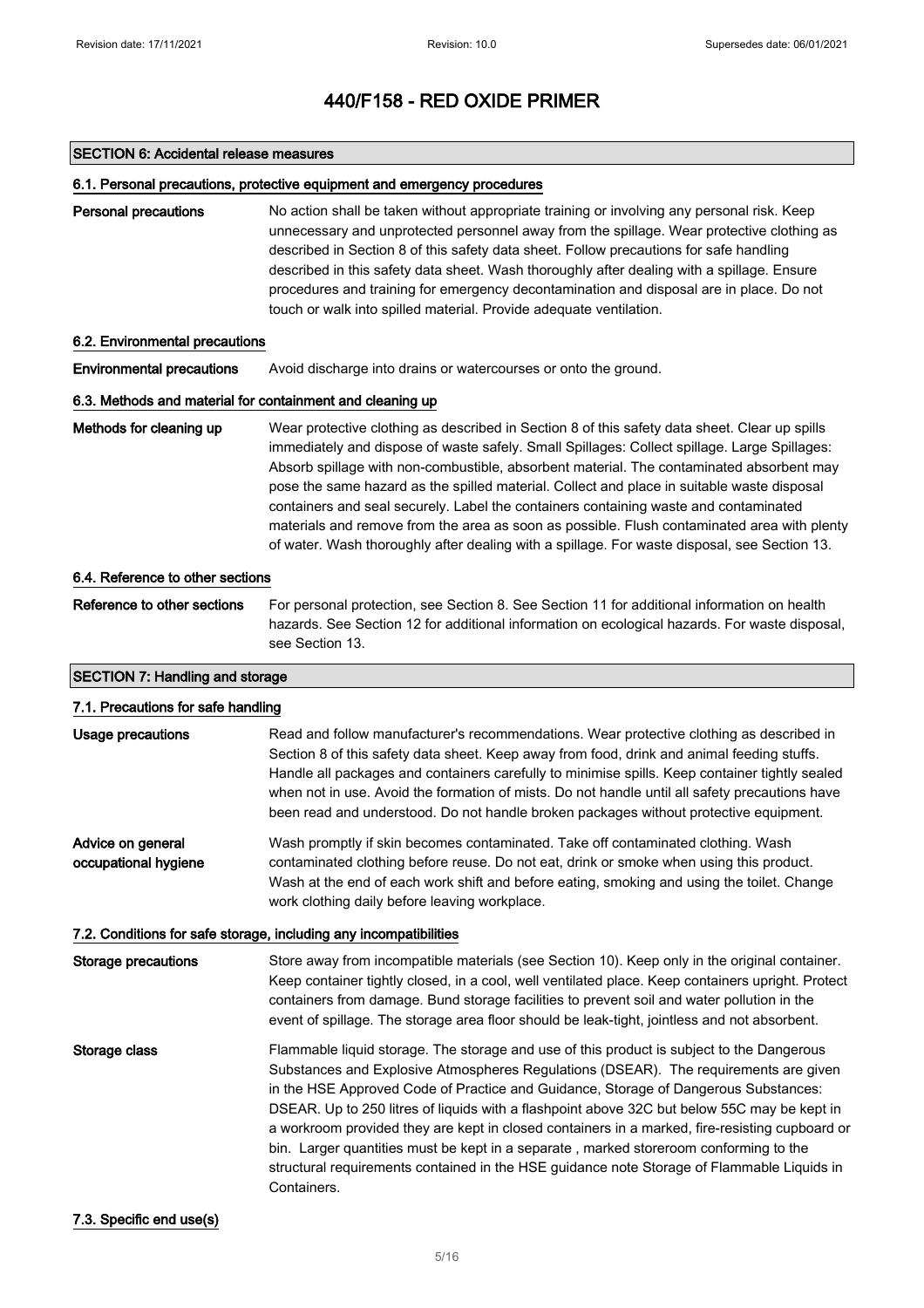## SECTION 6: Accidental release measures

### 6.1. Personal precautions, protective equipment and emergency procedures

**Personal precautions** No action shall be taken without appropriate training or involving any personal risk. Keep unnecessary and unprotected personnel away from the spillage. Wear protective clothing as described in Section 8 of this safety data sheet. Follow precautions for safe handling described in this safety data sheet. Wash thoroughly after dealing with a spillage. Ensure procedures and training for emergency decontamination and disposal are in place. Do not touch or walk into spilled material. Provide adequate ventilation.

### 6.2. Environmental precautions

**Environmental precautions** Avoid discharge into drains or watercourses or onto the ground.

### 6.3. Methods and material for containment and cleaning up

**Methods for cleaning up** Wear protective clothing as described in Section 8 of this safety data sheet. Clear up spills immediately and dispose of waste safely. Small Spillages: Collect spillage. Large Spillages: Absorb spillage with non-combustible, absorbent material. The contaminated absorbent may pose the same hazard as the spilled material. Collect and place in suitable waste disposal containers and seal securely. Label the containers containing waste and contaminated materials and remove from the area as soon as possible. Flush contaminated area with plenty of water. Wash thoroughly after dealing with a spillage. For waste disposal, see Section 13.

### 6.4. Reference to other sections

**Reference to other sections** For personal protection, see Section 8. See Section 11 for additional information on health hazards. See Section 12 for additional information on ecological hazards. For waste disposal, see Section 13.

## SECTION 7: Handling and storage

### 7.1. Precautions for safe handling

**Usage precautions** Read and follow manufacturer's recommendations. Wear protective clothing as described in Section 8 of this safety data sheet. Keep away from food, drink and animal feeding stuffs. Handle all packages and containers carefully to minimise spills. Keep container tightly sealed when not in use. Avoid the formation of mists. Do not handle until all safety precautions have been read and understood. Do not handle broken packages without protective equipment.

**Advice on general occupational hygiene** Wash promptly if skin becomes contaminated. Take off contaminated clothing. Wash contaminated clothing before reuse. Do not eat, drink or smoke when using this product. Wash at the end of each work shift and before eating, smoking and using the toilet. Change work clothing daily before leaving workplace.

### 7.2. Conditions for safe storage, including any incompatibilities

**Storage precautions** Store away from incompatible materials (see Section 10). Keep only in the original container. Keep container tightly closed, in a cool, well ventilated place. Keep containers upright. Protect containers from damage. Bund storage facilities to prevent soil and water pollution in the event of spillage. The storage area floor should be leak-tight, jointless and not absorbent.

**Storage class** Flammable liquid storage. The storage and use of this product is subject to the Dangerous Substances and Explosive Atmospheres Regulations (DSEAR). The requirements are given in the HSE Approved Code of Practice and Guidance, Storage of Dangerous Substances: DSEAR. Up to 250 litres of liquids with a flashpoint above 32C but below 55C may be kept in a workroom provided they are kept in closed containers in a marked, fire-resisting cupboard or bin. Larger quantities must be kept in a separate , marked storeroom conforming to the structural requirements contained in the HSE guidance note Storage of Flammable Liquids in Containers.

### 7.3. Specific end use(s)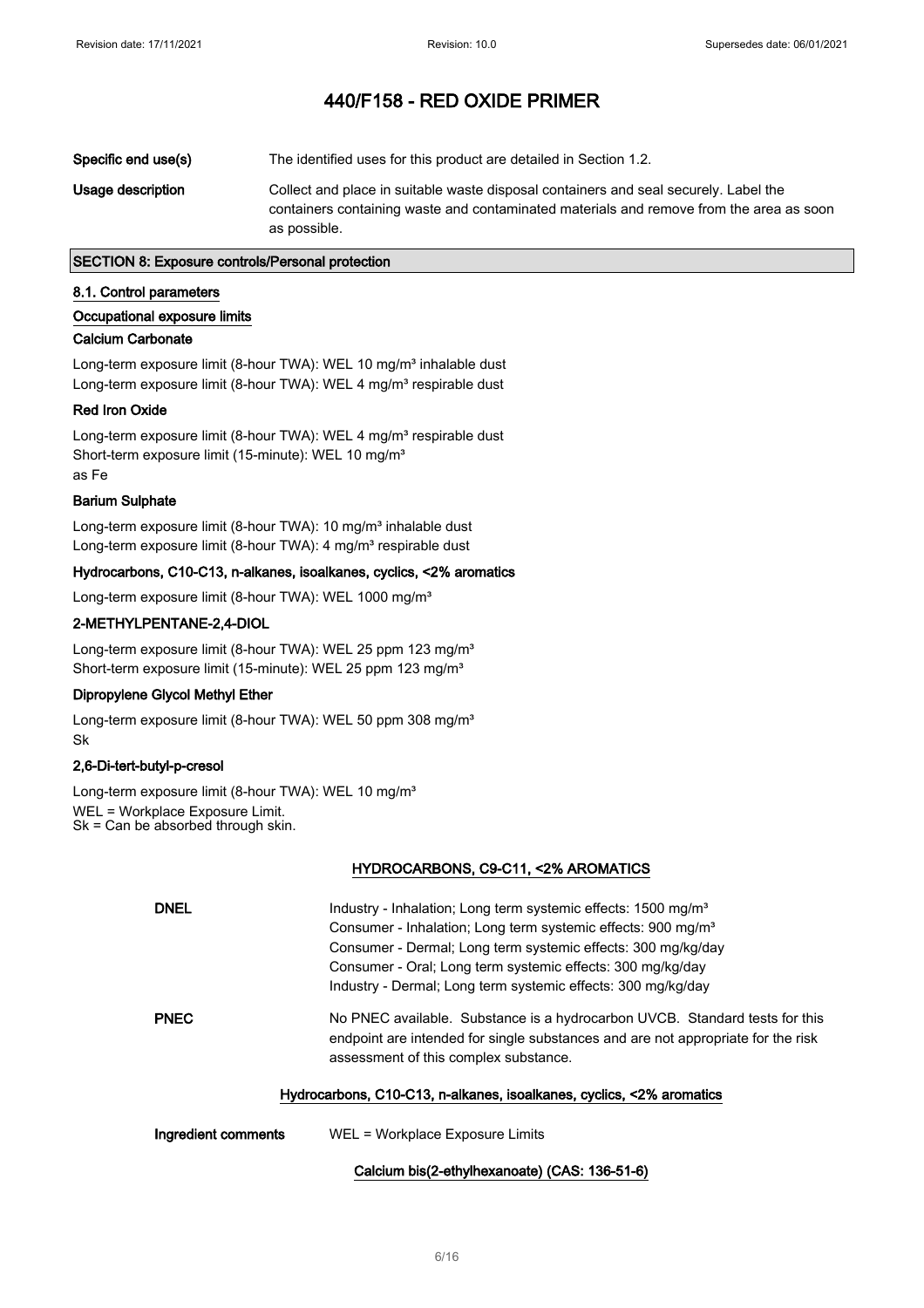# 440/F158 - RED OXIDE PRIMER

| | |
|---|---|
| **Specific end use(s)** | The identified uses for this product are detailed in Section 1.2. |
| **Usage description** | Collect and place in suitable waste disposal containers and seal securely. Label the containers containing waste and contaminated materials and remove from the area as soon as possible. |

## SECTION 8: Exposure controls/Personal protection

### 8.1. Control parameters

**Occupational exposure limits**

**Calcium Carbonate**

Long-term exposure limit (8-hour TWA): WEL 10 mg/m³ inhalable dust
Long-term exposure limit (8-hour TWA): WEL 4 mg/m³ respirable dust

**Red Iron Oxide**

Long-term exposure limit (8-hour TWA): WEL 4 mg/m³ respirable dust
Short-term exposure limit (15-minute): WEL 10 mg/m³
as Fe

**Barium Sulphate**

Long-term exposure limit (8-hour TWA): 10 mg/m³ inhalable dust
Long-term exposure limit (8-hour TWA): 4 mg/m³ respirable dust

**Hydrocarbons, C10-C13, n-alkanes, isoalkanes, cyclics, <2% aromatics**

Long-term exposure limit (8-hour TWA): WEL 1000 mg/m³

**2-METHYLPENTANE-2,4-DIOL**

Long-term exposure limit (8-hour TWA): WEL 25 ppm 123 mg/m³
Short-term exposure limit (15-minute): WEL 25 ppm 123 mg/m³

**Dipropylene Glycol Methyl Ether**

Long-term exposure limit (8-hour TWA): WEL 50 ppm 308 mg/m³
Sk

**2,6-Di-tert-butyl-p-cresol**

Long-term exposure limit (8-hour TWA): WEL 10 mg/m³
WEL = Workplace Exposure Limit.
Sk = Can be absorbed through skin.

**HYDROCARBONS, C9-C11, <2% AROMATICS**

| | |
|---|---|
| **DNEL** | Industry - Inhalation; Long term systemic effects: 1500 mg/m³<br>Consumer - Inhalation; Long term systemic effects: 900 mg/m³<br>Consumer - Dermal; Long term systemic effects: 300 mg/kg/day<br>Consumer - Oral; Long term systemic effects: 300 mg/kg/day<br>Industry - Dermal; Long term systemic effects: 300 mg/kg/day |
| **PNEC** | No PNEC available. Substance is a hydrocarbon UVCB. Standard tests for this endpoint are intended for single substances and are not appropriate for the risk assessment of this complex substance. |

**Hydrocarbons, C10-C13, n-alkanes, isoalkanes, cyclics, <2% aromatics**

| | |
|---|---|
| **Ingredient comments** | WEL = Workplace Exposure Limits |

**Calcium bis(2-ethylhexanoate) (CAS: 136-51-6)**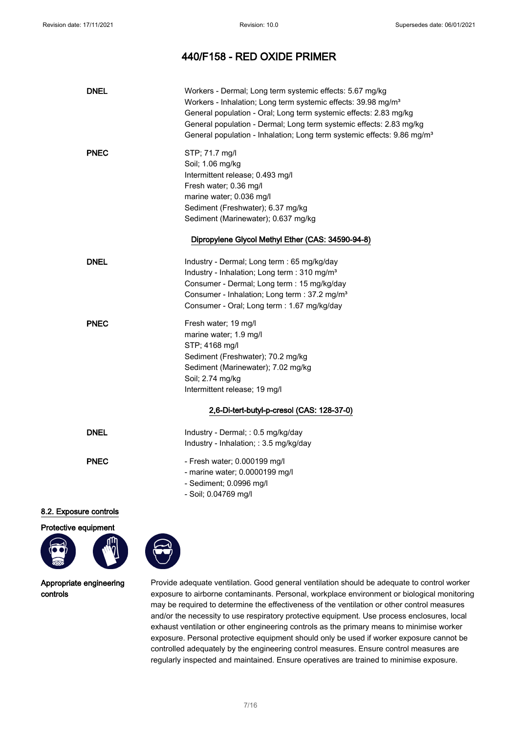# 440/F158 - RED OXIDE PRIMER

**DNEL**
Workers - Dermal; Long term systemic effects: 5.67 mg/kg
Workers - Inhalation; Long term systemic effects: 39.98 mg/m³
General population - Oral; Long term systemic effects: 2.83 mg/kg
General population - Dermal; Long term systemic effects: 2.83 mg/kg
General population - Inhalation; Long term systemic effects: 9.86 mg/m³

**PNEC**
STP; 71.7 mg/l
Soil; 1.06 mg/kg
Intermittent release; 0.493 mg/l
Fresh water; 0.36 mg/l
marine water; 0.036 mg/l
Sediment (Freshwater); 6.37 mg/kg
Sediment (Marinewater); 0.637 mg/kg

Dipropylene Glycol Methyl Ether (CAS: 34590-94-8)

**DNEL**
Industry - Dermal; Long term : 65 mg/kg/day
Industry - Inhalation; Long term : 310 mg/m³
Consumer - Dermal; Long term : 15 mg/kg/day
Consumer - Inhalation; Long term : 37.2 mg/m³
Consumer - Oral; Long term : 1.67 mg/kg/day

**PNEC**
Fresh water; 19 mg/l
marine water; 1.9 mg/l
STP; 4168 mg/l
Sediment (Freshwater); 70.2 mg/kg
Sediment (Marinewater); 7.02 mg/kg
Soil; 2.74 mg/kg
Intermittent release; 19 mg/l

2,6-Di-tert-butyl-p-cresol (CAS: 128-37-0)

**DNEL**
Industry - Dermal; : 0.5 mg/kg/day
Industry - Inhalation; : 3.5 mg/kg/day

**PNEC**
- Fresh water; 0.000199 mg/l
- marine water; 0.0000199 mg/l
- Sediment; 0.0996 mg/l
- Soil; 0.04769 mg/l

## 8.2. Exposure controls

**Protective equipment**

**Appropriate engineering controls**
Provide adequate ventilation. Good general ventilation should be adequate to control worker exposure to airborne contaminants. Personal, workplace environment or biological monitoring may be required to determine the effectiveness of the ventilation or other control measures and/or the necessity to use respiratory protective equipment. Use process enclosures, local exhaust ventilation or other engineering controls as the primary means to minimise worker exposure. Personal protective equipment should only be used if worker exposure cannot be controlled adequately by the engineering control measures. Ensure control measures are regularly inspected and maintained. Ensure operatives are trained to minimise exposure.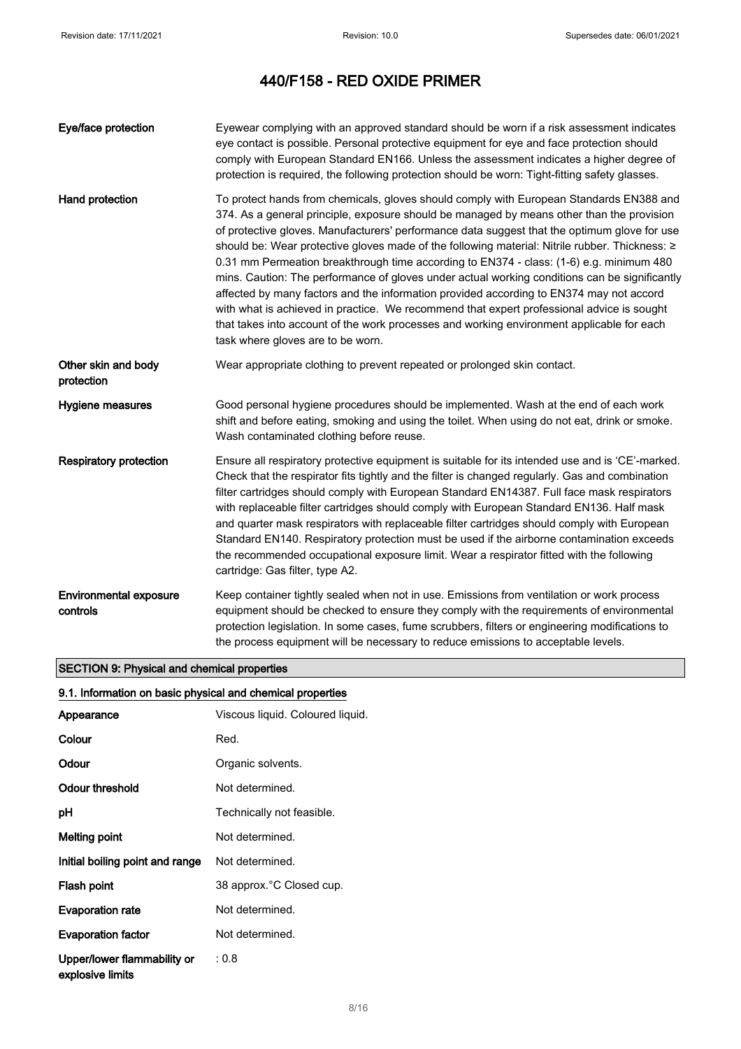| | |
|---|---|
| **Eye/face protection** | Eyewear complying with an approved standard should be worn if a risk assessment indicates eye contact is possible. Personal protective equipment for eye and face protection should comply with European Standard EN166. Unless the assessment indicates a higher degree of protection is required, the following protection should be worn: Tight-fitting safety glasses. |
| **Hand protection** | To protect hands from chemicals, gloves should comply with European Standards EN388 and 374. As a general principle, exposure should be managed by means other than the provision of protective gloves. Manufacturers' performance data suggest that the optimum glove for use should be: Wear protective gloves made of the following material: Nitrile rubber. Thickness: ≥ 0.31 mm Permeation breakthrough time according to EN374 - class: (1-6) e.g. minimum 480 mins. Caution: The performance of gloves under actual working conditions can be significantly affected by many factors and the information provided according to EN374 may not accord with what is achieved in practice. We recommend that expert professional advice is sought that takes into account of the work processes and working environment applicable for each task where gloves are to be worn. |
| **Other skin and body protection** | Wear appropriate clothing to prevent repeated or prolonged skin contact. |
| **Hygiene measures** | Good personal hygiene procedures should be implemented. Wash at the end of each work shift and before eating, smoking and using the toilet. When using do not eat, drink or smoke. Wash contaminated clothing before reuse. |
| **Respiratory protection** | Ensure all respiratory protective equipment is suitable for its intended use and is 'CE'-marked. Check that the respirator fits tightly and the filter is changed regularly. Gas and combination filter cartridges should comply with European Standard EN14387. Full face mask respirators with replaceable filter cartridges should comply with European Standard EN136. Half mask and quarter mask respirators with replaceable filter cartridges should comply with European Standard EN140. Respiratory protection must be used if the airborne contamination exceeds the recommended occupational exposure limit. Wear a respirator fitted with the following cartridge: Gas filter, type A2. |
| **Environmental exposure controls** | Keep container tightly sealed when not in use. Emissions from ventilation or work process equipment should be checked to ensure they comply with the requirements of environmental protection legislation. In some cases, fume scrubbers, filters or engineering modifications to the process equipment will be necessary to reduce emissions to acceptable levels. |

## SECTION 9: Physical and chemical properties

### 9.1. Information on basic physical and chemical properties

| | |
|---|---|
| **Appearance** | Viscous liquid. Coloured liquid. |
| **Colour** | Red. |
| **Odour** | Organic solvents. |
| **Odour threshold** | Not determined. |
| **pH** | Technically not feasible. |
| **Melting point** | Not determined. |
| **Initial boiling point and range** | Not determined. |
| **Flash point** | 38 approx.°C Closed cup. |
| **Evaporation rate** | Not determined. |
| **Evaporation factor** | Not determined. |
| **Upper/lower flammability or explosive limits** | : 0.8 |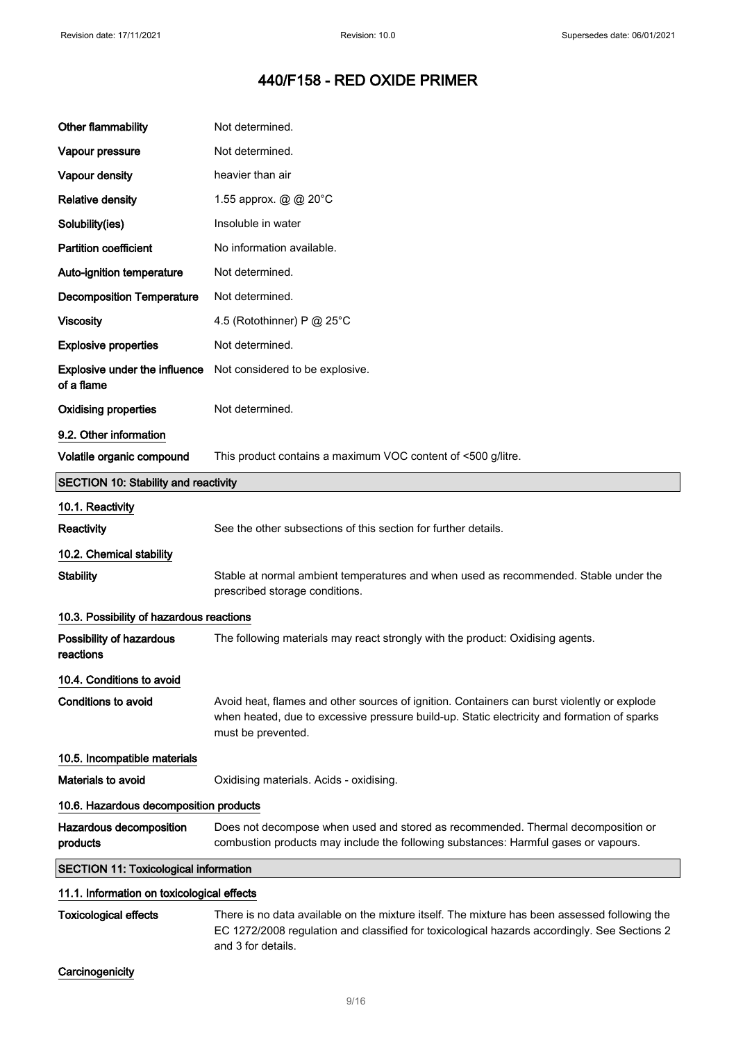| | |
|---|---|
| **Other flammability** | Not determined. |
| **Vapour pressure** | Not determined. |
| **Vapour density** | heavier than air |
| **Relative density** | 1.55 approx. @ @ 20°C |
| **Solubility(ies)** | Insoluble in water |
| **Partition coefficient** | No information available. |
| **Auto-ignition temperature** | Not determined. |
| **Decomposition Temperature** | Not determined. |
| **Viscosity** | 4.5 (Rotothinner) P @ 25°C |
| **Explosive properties** | Not determined. |
| **Explosive under the influence of a flame** | Not considered to be explosive. |
| **Oxidising properties** | Not determined. |

### 9.2. Other information

| | |
|---|---|
| **Volatile organic compound** | This product contains a maximum VOC content of <500 g/litre. |

## SECTION 10: Stability and reactivity

### 10.1. Reactivity

| | |
|---|---|
| **Reactivity** | See the other subsections of this section for further details. |

### 10.2. Chemical stability

| | |
|---|---|
| **Stability** | Stable at normal ambient temperatures and when used as recommended. Stable under the prescribed storage conditions. |

### 10.3. Possibility of hazardous reactions

| | |
|---|---|
| **Possibility of hazardous reactions** | The following materials may react strongly with the product: Oxidising agents. |

### 10.4. Conditions to avoid

| | |
|---|---|
| **Conditions to avoid** | Avoid heat, flames and other sources of ignition. Containers can burst violently or explode when heated, due to excessive pressure build-up. Static electricity and formation of sparks must be prevented. |

### 10.5. Incompatible materials

| | |
|---|---|
| **Materials to avoid** | Oxidising materials. Acids - oxidising. |

### 10.6. Hazardous decomposition products

| | |
|---|---|
| **Hazardous decomposition products** | Does not decompose when used and stored as recommended. Thermal decomposition or combustion products may include the following substances: Harmful gases or vapours. |

## SECTION 11: Toxicological information

### 11.1. Information on toxicological effects

| | |
|---|---|
| **Toxicological effects** | There is no data available on the mixture itself. The mixture has been assessed following the EC 1272/2008 regulation and classified for toxicological hazards accordingly. See Sections 2 and 3 for details. |

**Carcinogenicity**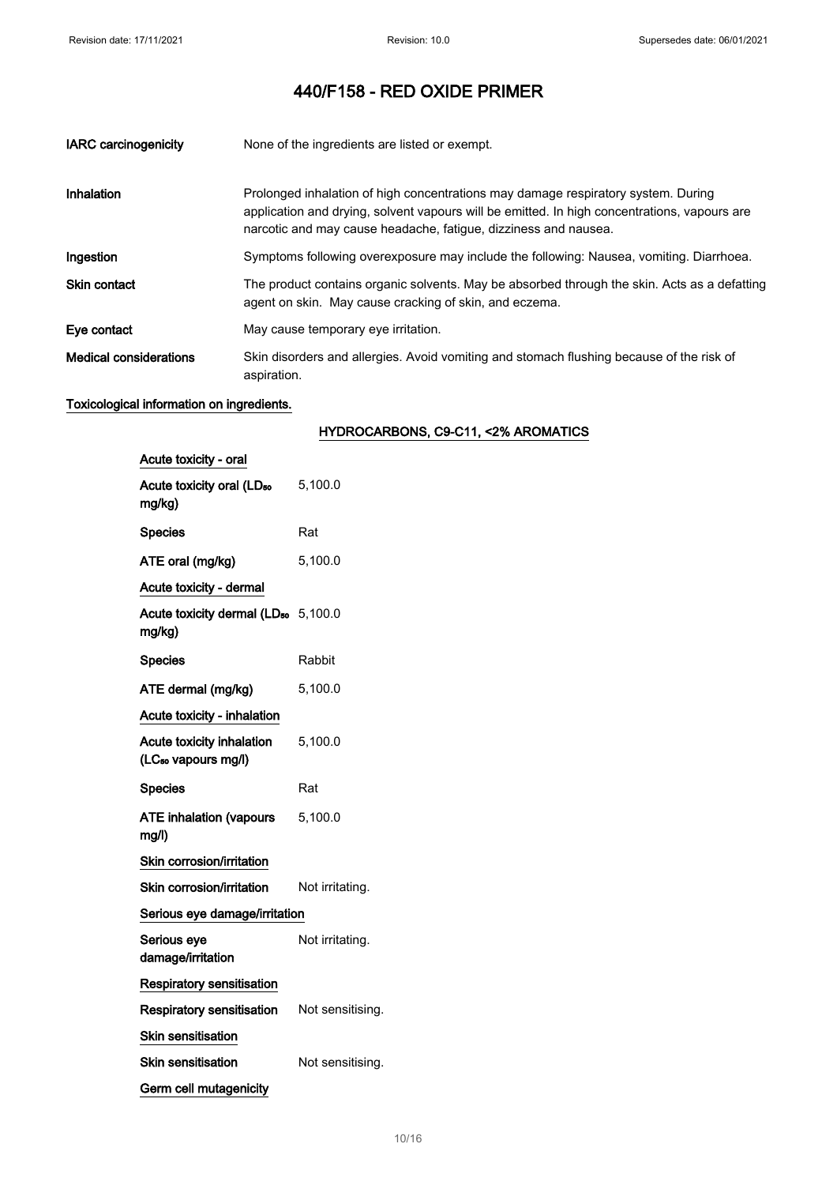# 440/F158 - RED OXIDE PRIMER

| | |
|---|---|
| **IARC carcinogenicity** | None of the ingredients are listed or exempt. |
| **Inhalation** | Prolonged inhalation of high concentrations may damage respiratory system. During application and drying, solvent vapours will be emitted. In high concentrations, vapours are narcotic and may cause headache, fatigue, dizziness and nausea. |
| **Ingestion** | Symptoms following overexposure may include the following: Nausea, vomiting. Diarrhoea. |
| **Skin contact** | The product contains organic solvents. May be absorbed through the skin. Acts as a defatting agent on skin. May cause cracking of skin, and eczema. |
| **Eye contact** | May cause temporary eye irritation. |
| **Medical considerations** | Skin disorders and allergies. Avoid vomiting and stomach flushing because of the risk of aspiration. |

**Toxicological information on ingredients.**

**HYDROCARBONS, C9-C11, <2% AROMATICS**

**Acute toxicity - oral**

| | |
|---|---|
| **Acute toxicity oral ($LD_{50}$ mg/kg)** | 5,100.0 |
| **Species** | Rat |
| **ATE oral (mg/kg)** | 5,100.0 |

**Acute toxicity - dermal**

| | |
|---|---|
| **Acute toxicity dermal ($LD_{50}$ mg/kg)** | 5,100.0 |
| **Species** | Rabbit |
| **ATE dermal (mg/kg)** | 5,100.0 |

**Acute toxicity - inhalation**

| | |
|---|---|
| **Acute toxicity inhalation ($LC_{50}$ vapours mg/l)** | 5,100.0 |
| **Species** | Rat |
| **ATE inhalation (vapours mg/l)** | 5,100.0 |

**Skin corrosion/irritation**

| | |
|---|---|
| **Skin corrosion/irritation** | Not irritating. |

**Serious eye damage/irritation**

| | |
|---|---|
| **Serious eye damage/irritation** | Not irritating. |

**Respiratory sensitisation**

| | |
|---|---|
| **Respiratory sensitisation** | Not sensitising. |

**Skin sensitisation**

| | |
|---|---|
| **Skin sensitisation** | Not sensitising. |

**Germ cell mutagenicity**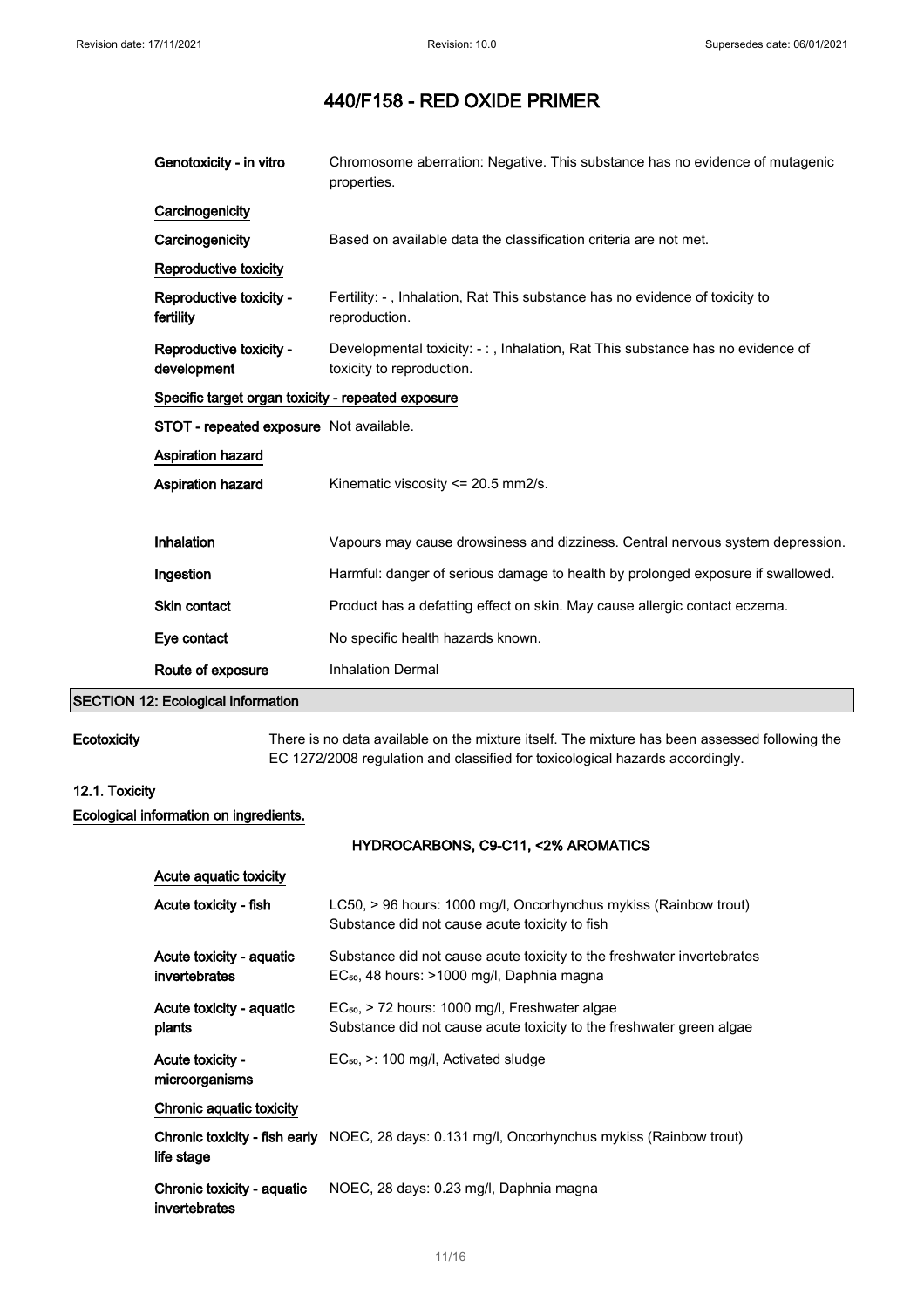| | |
|---|---|
| **Genotoxicity - in vitro** | Chromosome aberration: Negative. This substance has no evidence of mutagenic properties. |

**Carcinogenicity**

| | |
|---|---|
| **Carcinogenicity** | Based on available data the classification criteria are not met. |

**Reproductive toxicity**

| | |
|---|---|
| **Reproductive toxicity - fertility** | Fertility: - , Inhalation, Rat This substance has no evidence of toxicity to reproduction. |
| **Reproductive toxicity - development** | Developmental toxicity: - : , Inhalation, Rat This substance has no evidence of toxicity to reproduction. |

**Specific target organ toxicity - repeated exposure**

| | |
|---|---|
| **STOT - repeated exposure** | Not available. |

**Aspiration hazard**

| | |
|---|---|
| **Aspiration hazard** | Kinematic viscosity <= 20.5 mm2/s. |

| | |
|---|---|
| **Inhalation** | Vapours may cause drowsiness and dizziness. Central nervous system depression. |
| **Ingestion** | Harmful: danger of serious damage to health by prolonged exposure if swallowed. |
| **Skin contact** | Product has a defatting effect on skin. May cause allergic contact eczema. |
| **Eye contact** | No specific health hazards known. |
| **Route of exposure** | Inhalation Dermal |

## SECTION 12: Ecological information

| | |
|---|---|
| **Ecotoxicity** | There is no data available on the mixture itself. The mixture has been assessed following the EC 1272/2008 regulation and classified for toxicological hazards accordingly. |

### 12.1. Toxicity

**Ecological information on ingredients.**

**HYDROCARBONS, C9-C11, <2% AROMATICS**

**Acute aquatic toxicity**

| | |
|---|---|
| **Acute toxicity - fish** | LC50, > 96 hours: 1000 mg/l, Oncorhynchus mykiss (Rainbow trout) Substance did not cause acute toxicity to fish |
| **Acute toxicity - aquatic invertebrates** | Substance did not cause acute toxicity to the freshwater invertebrates $EC_{50}$, 48 hours: >1000 mg/l, Daphnia magna |
| **Acute toxicity - aquatic plants** | $EC_{50}$, > 72 hours: 1000 mg/l, Freshwater algae Substance did not cause acute toxicity to the freshwater green algae |
| **Acute toxicity - microorganisms** | $EC_{50}$, >: 100 mg/l, Activated sludge |

**Chronic aquatic toxicity**

| | |
|---|---|
| **Chronic toxicity - fish early life stage** | NOEC, 28 days: 0.131 mg/l, Oncorhynchus mykiss (Rainbow trout) |
| **Chronic toxicity - aquatic invertebrates** | NOEC, 28 days: 0.23 mg/l, Daphnia magna |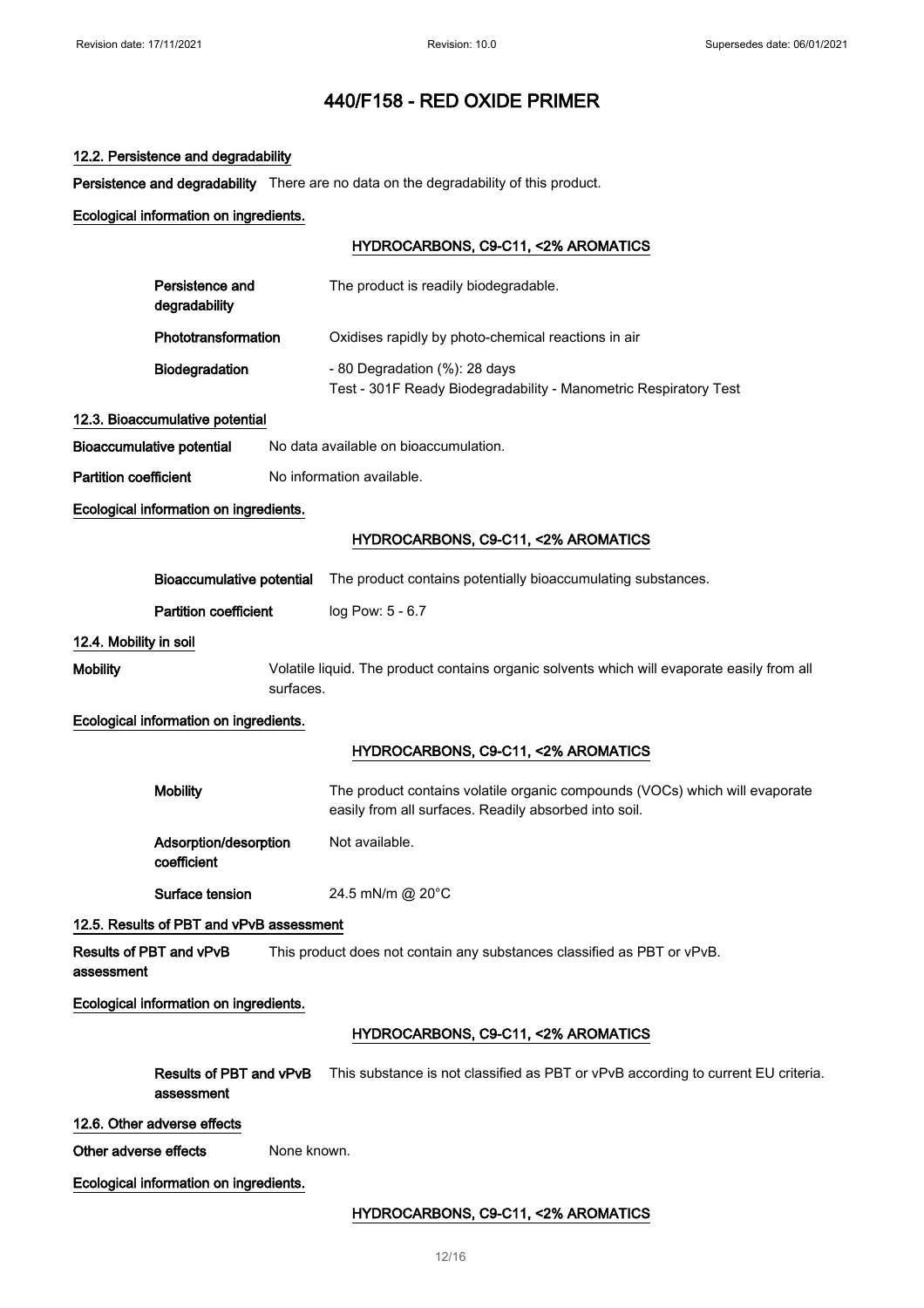# 440/F158 - RED OXIDE PRIMER

## 12.2. Persistence and degradability

**Persistence and degradability** There are no data on the degradability of this product.

**Ecological information on ingredients.**

**HYDROCARBONS, C9-C11, <2% AROMATICS**

**Persistence and degradability** The product is readily biodegradable.

**Phototransformation** Oxidises rapidly by photo-chemical reactions in air

**Biodegradation** - 80 Degradation (%): 28 days
Test - 301F Ready Biodegradability - Manometric Respiratory Test

## 12.3. Bioaccumulative potential

**Bioaccumulative potential** No data available on bioaccumulation.

**Partition coefficient** No information available.

**Ecological information on ingredients.**

**HYDROCARBONS, C9-C11, <2% AROMATICS**

**Bioaccumulative potential** The product contains potentially bioaccumulating substances.

**Partition coefficient** log Pow: 5 - 6.7

## 12.4. Mobility in soil

**Mobility** Volatile liquid. The product contains organic solvents which will evaporate easily from all surfaces.

**Ecological information on ingredients.**

**HYDROCARBONS, C9-C11, <2% AROMATICS**

**Mobility** The product contains volatile organic compounds (VOCs) which will evaporate easily from all surfaces. Readily absorbed into soil.

**Adsorption/desorption coefficient** Not available.

**Surface tension** 24.5 mN/m @ 20°C

## 12.5. Results of PBT and vPvB assessment

**Results of PBT and vPvB assessment** This product does not contain any substances classified as PBT or vPvB.

**Ecological information on ingredients.**

**HYDROCARBONS, C9-C11, <2% AROMATICS**

**Results of PBT and vPvB assessment** This substance is not classified as PBT or vPvB according to current EU criteria.

## 12.6. Other adverse effects

**Other adverse effects** None known.

**Ecological information on ingredients.**

**HYDROCARBONS, C9-C11, <2% AROMATICS**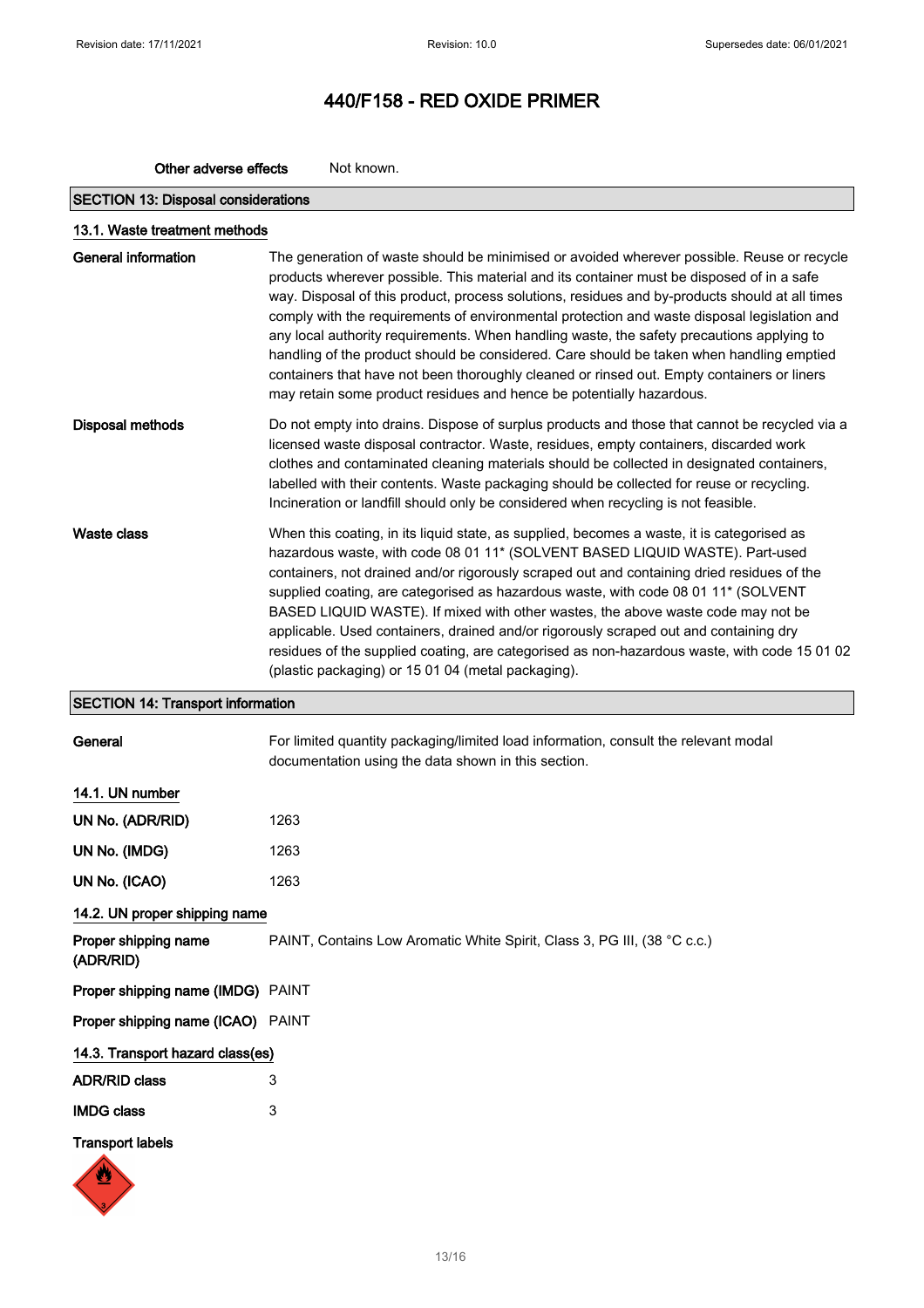# 440/F158 - RED OXIDE PRIMER

**Other adverse effects** Not known.

## SECTION 13: Disposal considerations

### 13.1. Waste treatment methods

**General information** The generation of waste should be minimised or avoided wherever possible. Reuse or recycle products wherever possible. This material and its container must be disposed of in a safe way. Disposal of this product, process solutions, residues and by-products should at all times comply with the requirements of environmental protection and waste disposal legislation and any local authority requirements. When handling waste, the safety precautions applying to handling of the product should be considered. Care should be taken when handling emptied containers that have not been thoroughly cleaned or rinsed out. Empty containers or liners may retain some product residues and hence be potentially hazardous.

**Disposal methods** Do not empty into drains. Dispose of surplus products and those that cannot be recycled via a licensed waste disposal contractor. Waste, residues, empty containers, discarded work clothes and contaminated cleaning materials should be collected in designated containers, labelled with their contents. Waste packaging should be collected for reuse or recycling. Incineration or landfill should only be considered when recycling is not feasible.

**Waste class** When this coating, in its liquid state, as supplied, becomes a waste, it is categorised as hazardous waste, with code 08 01 11* (SOLVENT BASED LIQUID WASTE). Part-used containers, not drained and/or rigorously scraped out and containing dried residues of the supplied coating, are categorised as hazardous waste, with code 08 01 11* (SOLVENT BASED LIQUID WASTE). If mixed with other wastes, the above waste code may not be applicable. Used containers, drained and/or rigorously scraped out and containing dry residues of the supplied coating, are categorised as non-hazardous waste, with code 15 01 02 (plastic packaging) or 15 01 04 (metal packaging).

## SECTION 14: Transport information

**General** For limited quantity packaging/limited load information, consult the relevant modal documentation using the data shown in this section.

### 14.1. UN number

**UN No. (ADR/RID)** 1263

**UN No. (IMDG)** 1263

**UN No. (ICAO)** 1263

### 14.2. UN proper shipping name

**Proper shipping name (ADR/RID)** PAINT, Contains Low Aromatic White Spirit, Class 3, PG III, (38 °C c.c.)

**Proper shipping name (IMDG)** PAINT

**Proper shipping name (ICAO)** PAINT

### 14.3. Transport hazard class(es)

**ADR/RID class** 3

**IMDG class** 3

**Transport labels**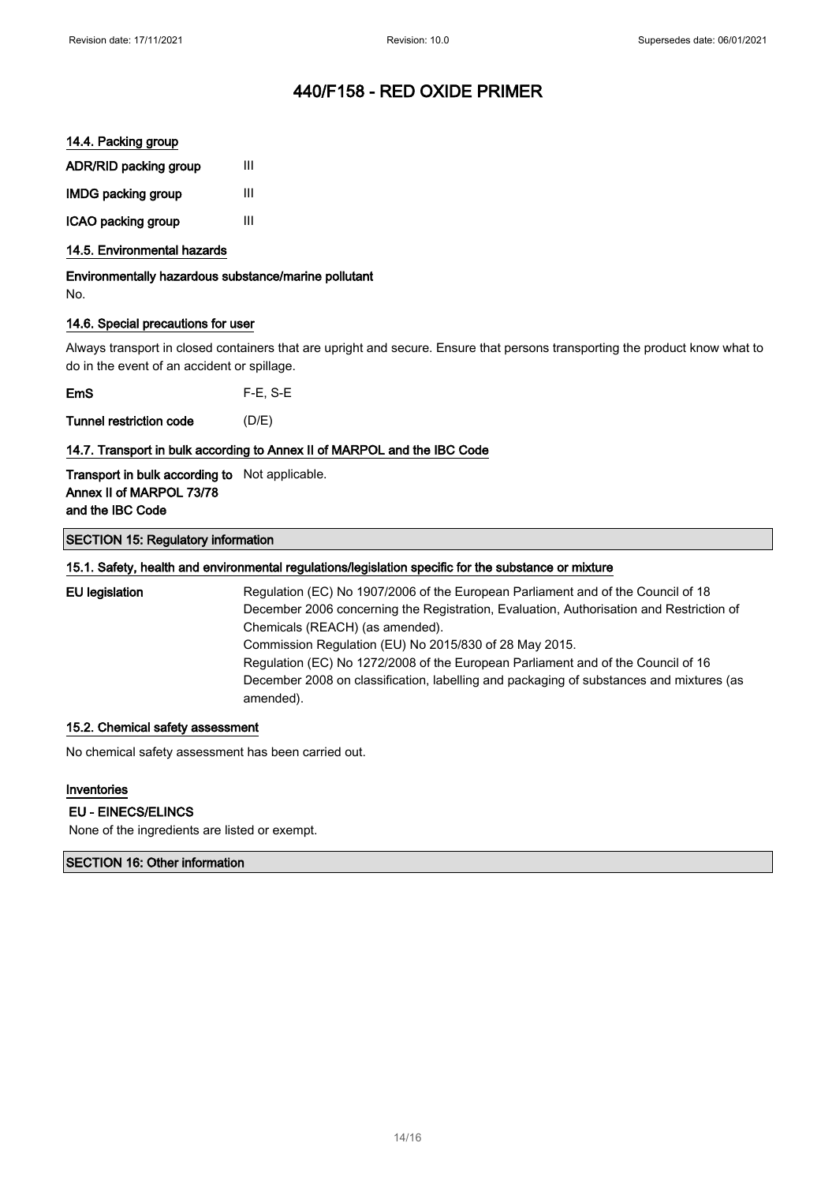### 14.4. Packing group

| | |
|---|---|
| **ADR/RID packing group** | III |
| **IMDG packing group** | III |
| **ICAO packing group** | III |

### 14.5. Environmental hazards

**Environmentally hazardous substance/marine pollutant**

No.

### 14.6. Special precautions for user

Always transport in closed containers that are upright and secure. Ensure that persons transporting the product know what to do in the event of an accident or spillage.

| | |
|---|---|
| **EmS** | F-E, S-E |
| **Tunnel restriction code** | (D/E) |

### 14.7. Transport in bulk according to Annex II of MARPOL and the IBC Code

| | |
|---|---|
| **Transport in bulk according to Annex II of MARPOL 73/78 and the IBC Code** | Not applicable. |

## SECTION 15: Regulatory information

### 15.1. Safety, health and environmental regulations/legislation specific for the substance or mixture

**EU legislation**

Regulation (EC) No 1907/2006 of the European Parliament and of the Council of 18 December 2006 concerning the Registration, Evaluation, Authorisation and Restriction of Chemicals (REACH) (as amended).
Commission Regulation (EU) No 2015/830 of 28 May 2015.
Regulation (EC) No 1272/2008 of the European Parliament and of the Council of 16 December 2008 on classification, labelling and packaging of substances and mixtures (as amended).

### 15.2. Chemical safety assessment

No chemical safety assessment has been carried out.

### Inventories

**EU - EINECS/ELINCS**

None of the ingredients are listed or exempt.

## SECTION 16: Other information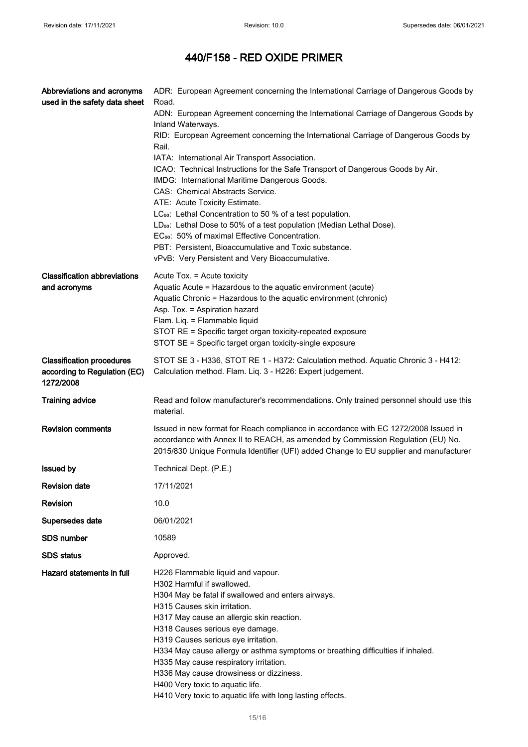# 440/F158 - RED OXIDE PRIMER

| | |
|---|---|
| **Abbreviations and acronyms used in the safety data sheet** | ADR: European Agreement concerning the International Carriage of Dangerous Goods by Road.<br>ADN: European Agreement concerning the International Carriage of Dangerous Goods by Inland Waterways.<br>RID: European Agreement concerning the International Carriage of Dangerous Goods by Rail.<br>IATA: International Air Transport Association.<br>ICAO: Technical Instructions for the Safe Transport of Dangerous Goods by Air.<br>IMDG: International Maritime Dangerous Goods.<br>CAS: Chemical Abstracts Service.<br>ATE: Acute Toxicity Estimate.<br>$LC_{50}$: Lethal Concentration to 50 % of a test population.<br>$LD_{50}$: Lethal Dose to 50% of a test population (Median Lethal Dose).<br>$EC_{50}$: 50% of maximal Effective Concentration.<br>PBT: Persistent, Bioaccumulative and Toxic substance.<br>vPvB: Very Persistent and Very Bioaccumulative. |
| **Classification abbreviations and acronyms** | Acute Tox. = Acute toxicity<br>Aquatic Acute = Hazardous to the aquatic environment (acute)<br>Aquatic Chronic = Hazardous to the aquatic environment (chronic)<br>Asp. Tox. = Aspiration hazard<br>Flam. Liq. = Flammable liquid<br>STOT RE = Specific target organ toxicity-repeated exposure<br>STOT SE = Specific target organ toxicity-single exposure |
| **Classification procedures according to Regulation (EC) 1272/2008** | STOT SE 3 - H336, STOT RE 1 - H372: Calculation method. Aquatic Chronic 3 - H412: Calculation method. Flam. Liq. 3 - H226: Expert judgement. |
| **Training advice** | Read and follow manufacturer's recommendations. Only trained personnel should use this material. |
| **Revision comments** | Issued in new format for Reach compliance in accordance with EC 1272/2008 Issued in accordance with Annex II to REACH, as amended by Commission Regulation (EU) No. 2015/830 Unique Formula Identifier (UFI) added Change to EU supplier and manufacturer |
| **Issued by** | Technical Dept. (P.E.) |
| **Revision date** | 17/11/2021 |
| **Revision** | 10.0 |
| **Supersedes date** | 06/01/2021 |
| **SDS number** | 10589 |
| **SDS status** | Approved. |
| **Hazard statements in full** | H226 Flammable liquid and vapour.<br>H302 Harmful if swallowed.<br>H304 May be fatal if swallowed and enters airways.<br>H315 Causes skin irritation.<br>H317 May cause an allergic skin reaction.<br>H318 Causes serious eye damage.<br>H319 Causes serious eye irritation.<br>H334 May cause allergy or asthma symptoms or breathing difficulties if inhaled.<br>H335 May cause respiratory irritation.<br>H336 May cause drowsiness or dizziness.<br>H400 Very toxic to aquatic life.<br>H410 Very toxic to aquatic life with long lasting effects. |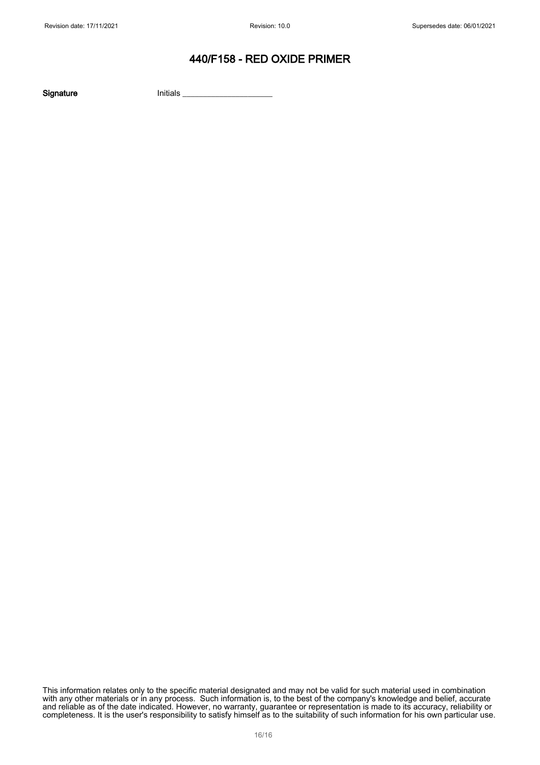**Signature** Initials ____________________

This information relates only to the specific material designated and may not be valid for such material used in combination with any other materials or in any process. Such information is, to the best of the company's knowledge and belief, accurate and reliable as of the date indicated. However, no warranty, guarantee or representation is made to its accuracy, reliability or completeness. It is the user's responsibility to satisfy himself as to the suitability of such information for his own particular use.